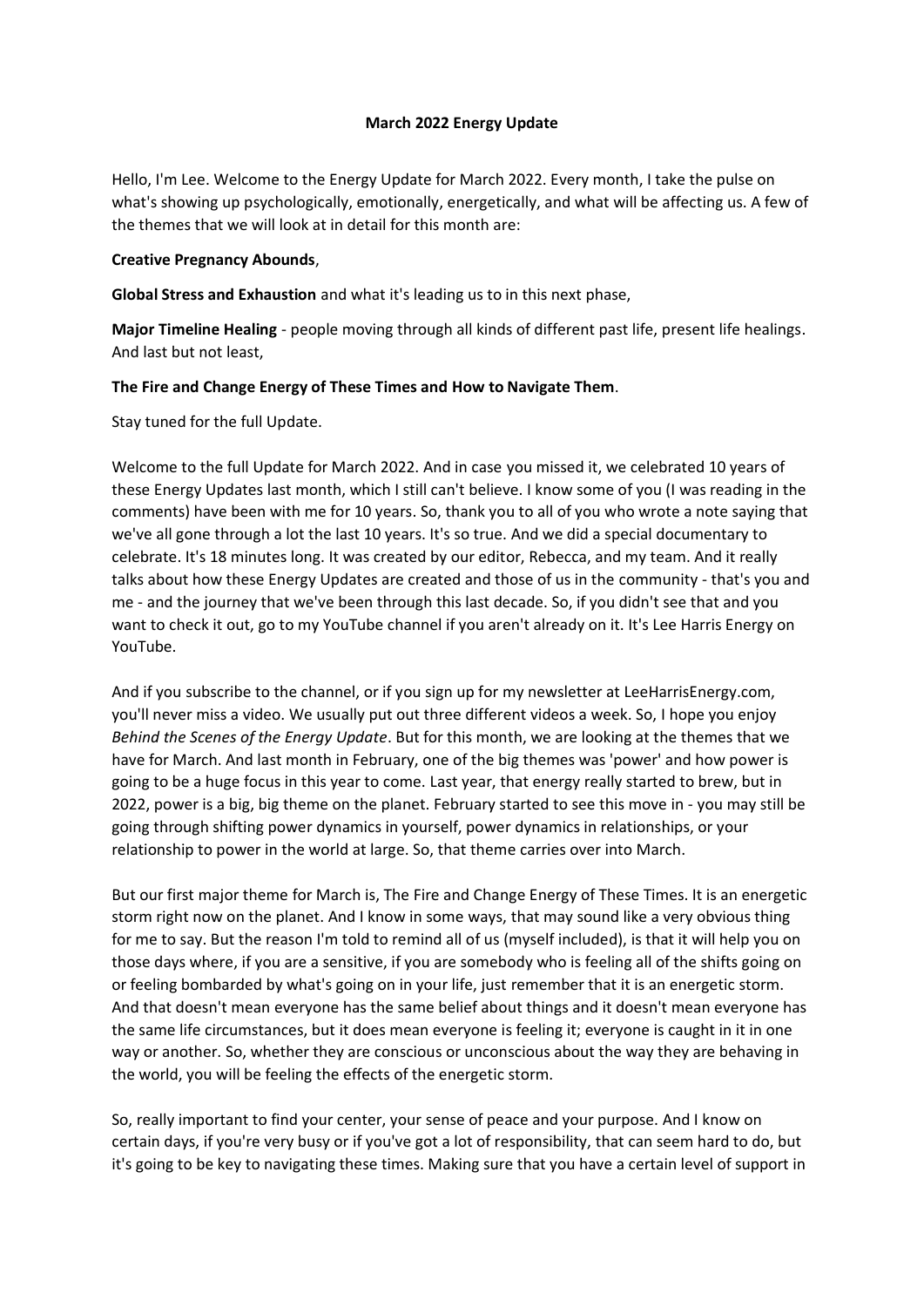# March 2022 Energy Update

Hello, I'm Lee. Welcome to the Energy Update for March 2022. Every month, I take the pulse on what's showing up psychologically, emotionally, energetically, and what will be affecting us. A few of the themes that we will look at in detail for this month are:

**Creative Pregnancy Abounds**,

**Global Stress and Exhaustion** and what it's leading us to in this next phase,

**Major Timeline Healing** - people moving through all kinds of different past life, present life healings. And last but not least,

**The Fire and Change Energy of These Times and How to Navigate Them**.

Stay tuned for the full Update.

Welcome to the full Update for March 2022. And in case you missed it, we celebrated 10 years of these Energy Updates last month, which I still can't believe. I know some of you (I was reading in the comments) have been with me for 10 years. So, thank you to all of you who wrote a note saying that we've all gone through a lot the last 10 years. It's so true. And we did a special documentary to celebrate. It's 18 minutes long. It was created by our editor, Rebecca, and my team. And it really talks about how these Energy Updates are created and those of us in the community - that's you and me - and the journey that we've been through this last decade. So, if you didn't see that and you want to check it out, go to my YouTube channel if you aren't already on it. It's Lee Harris Energy on YouTube.

And if you subscribe to the channel, or if you sign up for my newsletter at LeeHarrisEnergy.com, you'll never miss a video. We usually put out three different videos a week. So, I hope you enjoy *Behind the Scenes of the Energy Update*. But for this month, we are looking at the themes that we have for March. And last month in February, one of the big themes was 'power' and how power is going to be a huge focus in this year to come. Last year, that energy really started to brew, but in 2022, power is a big, big theme on the planet. February started to see this move in - you may still be going through shifting power dynamics in yourself, power dynamics in relationships, or your relationship to power in the world at large. So, that theme carries over into March.

But our first major theme for March is, The Fire and Change Energy of These Times. It is an energetic storm right now on the planet. And I know in some ways, that may sound like a very obvious thing for me to say. But the reason I'm told to remind all of us (myself included), is that it will help you on those days where, if you are a sensitive, if you are somebody who is feeling all of the shifts going on or feeling bombarded by what's going on in your life, just remember that it is an energetic storm. And that doesn't mean everyone has the same belief about things and it doesn't mean everyone has the same life circumstances, but it does mean everyone is feeling it; everyone is caught in it in one way or another. So, whether they are conscious or unconscious about the way they are behaving in the world, you will be feeling the effects of the energetic storm.

So, really important to find your center, your sense of peace and your purpose. And I know on certain days, if you're very busy or if you've got a lot of responsibility, that can seem hard to do, but it's going to be key to navigating these times. Making sure that you have a certain level of support in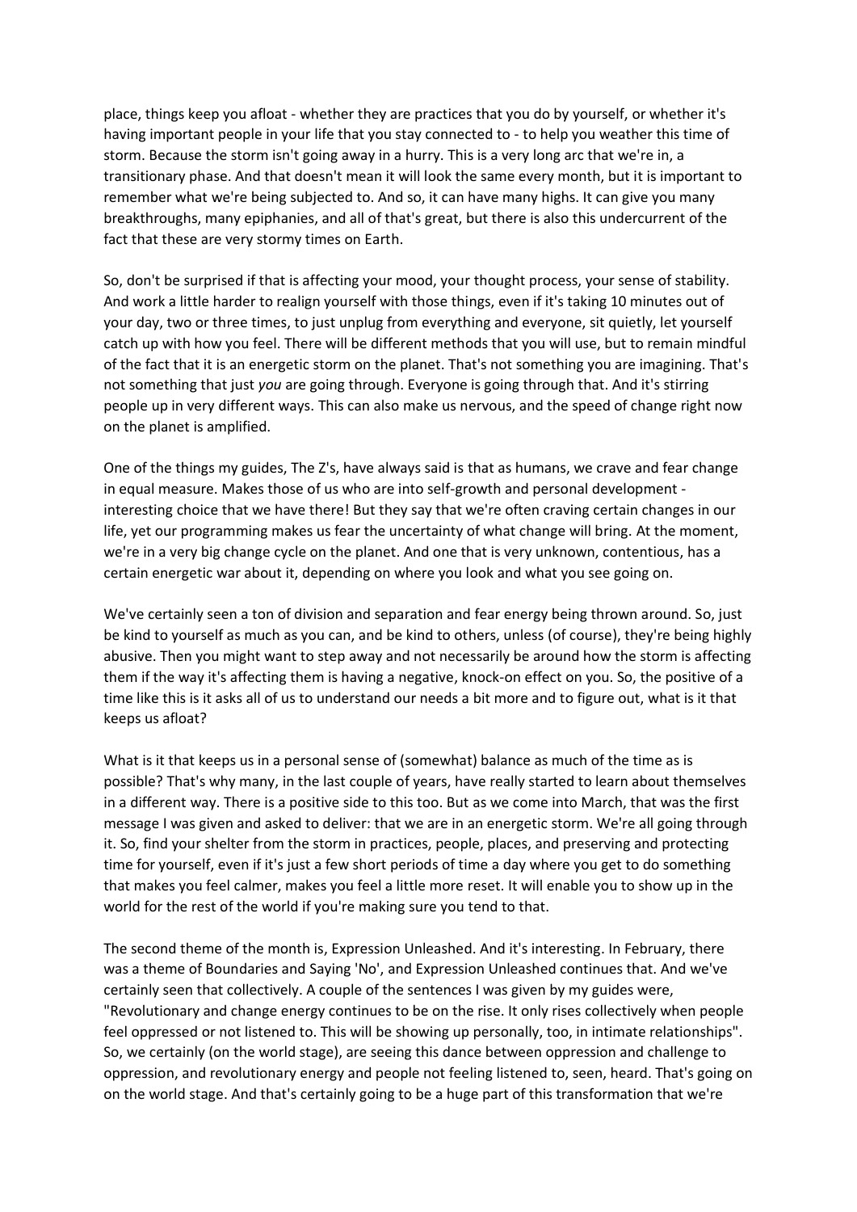place, things keep you afloat - whether they are practices that you do by yourself, or whether it's having important people in your life that you stay connected to - to help you weather this time of storm. Because the storm isn't going away in a hurry. This is a very long arc that we're in, a transitionary phase. And that doesn't mean it will look the same every month, but it is important to remember what we're being subjected to. And so, it can have many highs. It can give you many breakthroughs, many epiphanies, and all of that's great, but there is also this undercurrent of the fact that these are very stormy times on Earth.

So, don't be surprised if that is affecting your mood, your thought process, your sense of stability. And work a little harder to realign yourself with those things, even if it's taking 10 minutes out of your day, two or three times, to just unplug from everything and everyone, sit quietly, let yourself catch up with how you feel. There will be different methods that you will use, but to remain mindful of the fact that it is an energetic storm on the planet. That's not something you are imagining. That's not something that just *you* are going through. Everyone is going through that. And it's stirring people up in very different ways. This can also make us nervous, and the speed of change right now on the planet is amplified.

One of the things my guides, The Z's, have always said is that as humans, we crave and fear change in equal measure. Makes those of us who are into self-growth and personal development - interesting choice that we have there! But they say that we're often craving certain changes in our life, yet our programming makes us fear the uncertainty of what change will bring. At the moment, we're in a very big change cycle on the planet. And one that is very unknown, contentious, has a certain energetic war about it, depending on where you look and what you see going on.

We've certainly seen a ton of division and separation and fear energy being thrown around. So, just be kind to yourself as much as you can, and be kind to others, unless (of course), they're being highly abusive. Then you might want to step away and not necessarily be around how the storm is affecting them if the way it's affecting them is having a negative, knock-on effect on you. So, the positive of a time like this is it asks all of us to understand our needs a bit more and to figure out, what is it that keeps us afloat?

What is it that keeps us in a personal sense of (somewhat) balance as much of the time as is possible? That's why many, in the last couple of years, have really started to learn about themselves in a different way. There is a positive side to this too. But as we come into March, that was the first message I was given and asked to deliver: that we are in an energetic storm. We're all going through it. So, find your shelter from the storm in practices, people, places, and preserving and protecting time for yourself, even if it's just a few short periods of time a day where you get to do something that makes you feel calmer, makes you feel a little more reset. It will enable you to show up in the world for the rest of the world if you're making sure you tend to that.

The second theme of the month is, Expression Unleashed. And it's interesting. In February, there was a theme of Boundaries and Saying 'No', and Expression Unleashed continues that. And we've certainly seen that collectively. A couple of the sentences I was given by my guides were, "Revolutionary and change energy continues to be on the rise. It only rises collectively when people feel oppressed or not listened to. This will be showing up personally, too, in intimate relationships". So, we certainly (on the world stage), are seeing this dance between oppression and challenge to oppression, and revolutionary energy and people not feeling listened to, seen, heard. That's going on on the world stage. And that's certainly going to be a huge part of this transformation that we're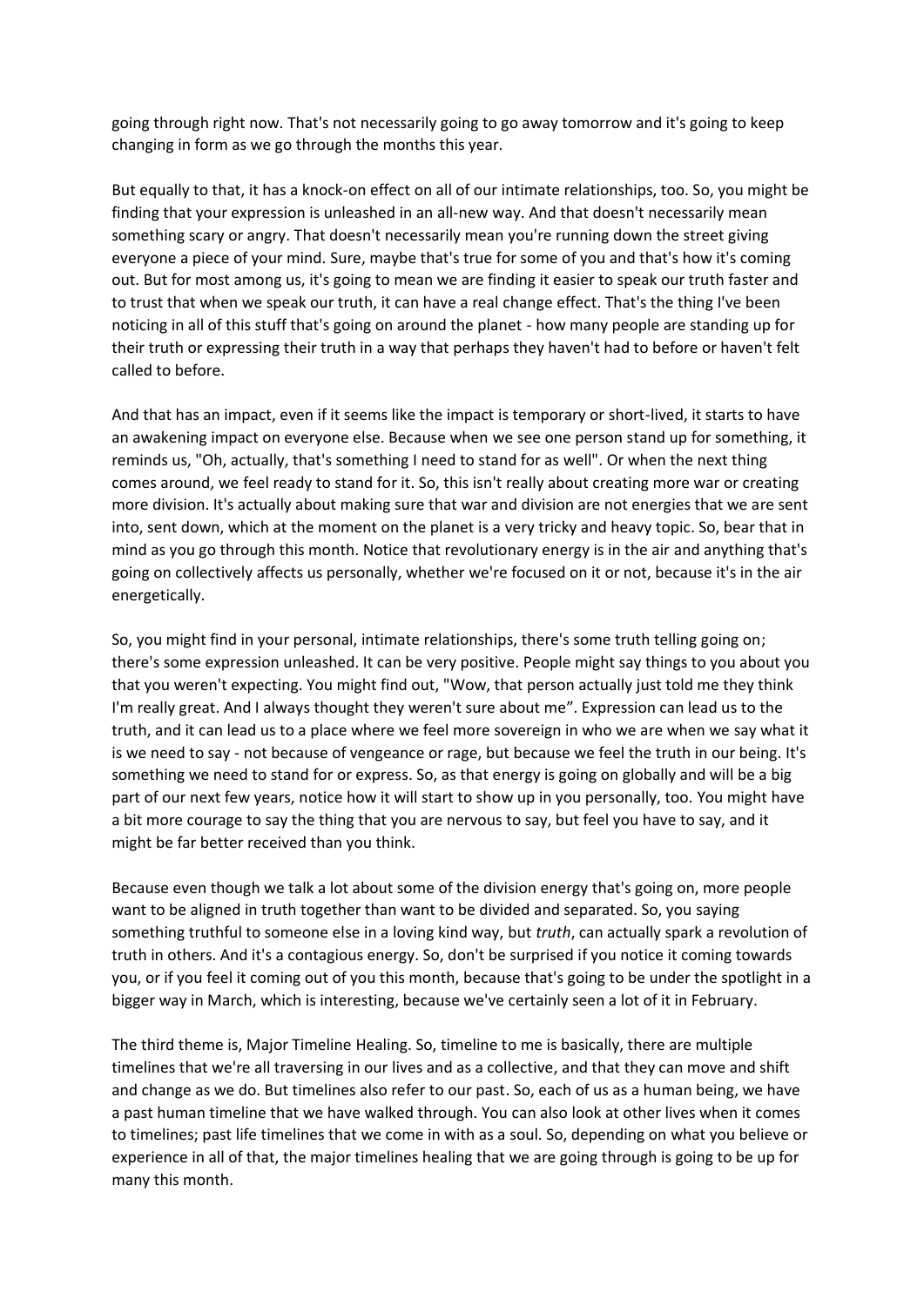going through right now. That's not necessarily going to go away tomorrow and it's going to keep changing in form as we go through the months this year.

But equally to that, it has a knock-on effect on all of our intimate relationships, too. So, you might be finding that your expression is unleashed in an all-new way. And that doesn't necessarily mean something scary or angry. That doesn't necessarily mean you're running down the street giving everyone a piece of your mind. Sure, maybe that's true for some of you and that's how it's coming out. But for most among us, it's going to mean we are finding it easier to speak our truth faster and to trust that when we speak our truth, it can have a real change effect. That's the thing I've been noticing in all of this stuff that's going on around the planet - how many people are standing up for their truth or expressing their truth in a way that perhaps they haven't had to before or haven't felt called to before.

And that has an impact, even if it seems like the impact is temporary or short-lived, it starts to have an awakening impact on everyone else. Because when we see one person stand up for something, it reminds us, "Oh, actually, that's something I need to stand for as well". Or when the next thing comes around, we feel ready to stand for it. So, this isn't really about creating more war or creating more division. It's actually about making sure that war and division are not energies that we are sent into, sent down, which at the moment on the planet is a very tricky and heavy topic. So, bear that in mind as you go through this month. Notice that revolutionary energy is in the air and anything that's going on collectively affects us personally, whether we're focused on it or not, because it's in the air energetically.

So, you might find in your personal, intimate relationships, there's some truth telling going on; there's some expression unleashed. It can be very positive. People might say things to you about you that you weren't expecting. You might find out, "Wow, that person actually just told me they think I'm really great. And I always thought they weren't sure about me". Expression can lead us to the truth, and it can lead us to a place where we feel more sovereign in who we are when we say what it is we need to say - not because of vengeance or rage, but because we feel the truth in our being. It's something we need to stand for or express. So, as that energy is going on globally and will be a big part of our next few years, notice how it will start to show up in you personally, too. You might have a bit more courage to say the thing that you are nervous to say, but feel you have to say, and it might be far better received than you think.

Because even though we talk a lot about some of the division energy that's going on, more people want to be aligned in truth together than want to be divided and separated. So, you saying something truthful to someone else in a loving kind way, but *truth*, can actually spark a revolution of truth in others. And it's a contagious energy. So, don't be surprised if you notice it coming towards you, or if you feel it coming out of you this month, because that's going to be under the spotlight in a bigger way in March, which is interesting, because we've certainly seen a lot of it in February.

The third theme is, Major Timeline Healing. So, timeline to me is basically, there are multiple timelines that we're all traversing in our lives and as a collective, and that they can move and shift and change as we do. But timelines also refer to our past. So, each of us as a human being, we have a past human timeline that we have walked through. You can also look at other lives when it comes to timelines; past life timelines that we come in with as a soul. So, depending on what you believe or experience in all of that, the major timelines healing that we are going through is going to be up for many this month.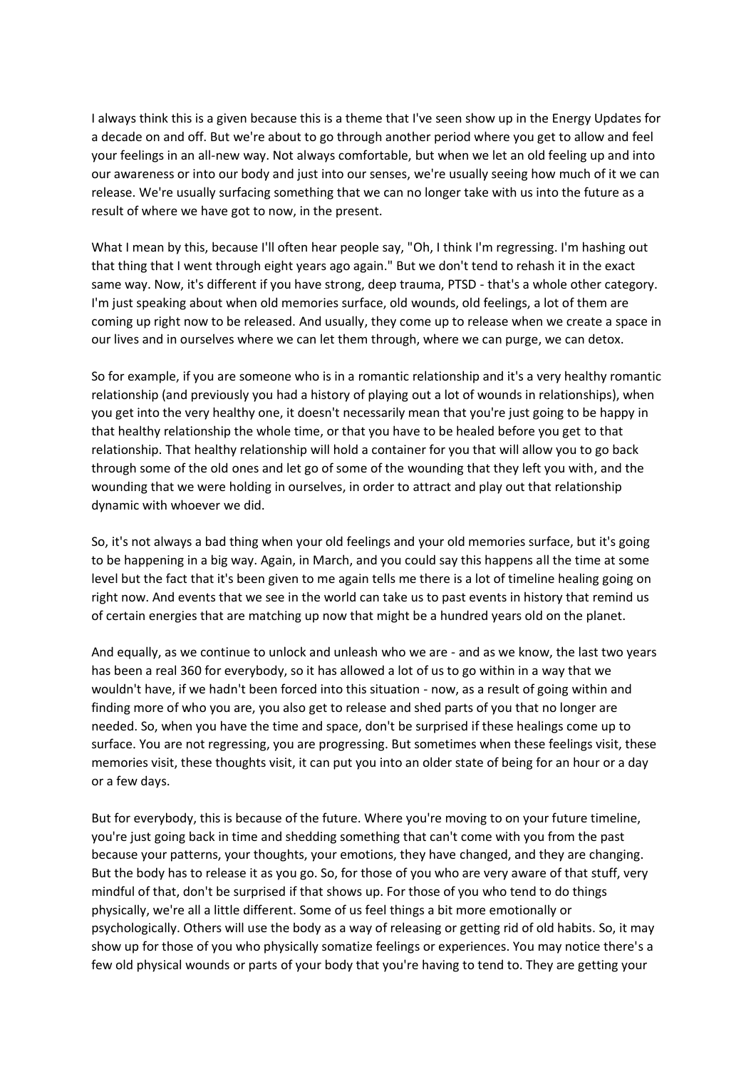I always think this is a given because this is a theme that I've seen show up in the Energy Updates for a decade on and off. But we're about to go through another period where you get to allow and feel your feelings in an all-new way. Not always comfortable, but when we let an old feeling up and into our awareness or into our body and just into our senses, we're usually seeing how much of it we can release. We're usually surfacing something that we can no longer take with us into the future as a result of where we have got to now, in the present.

What I mean by this, because I'll often hear people say, "Oh, I think I'm regressing. I'm hashing out that thing that I went through eight years ago again." But we don't tend to rehash it in the exact same way. Now, it's different if you have strong, deep trauma, PTSD - that's a whole other category. I'm just speaking about when old memories surface, old wounds, old feelings, a lot of them are coming up right now to be released. And usually, they come up to release when we create a space in our lives and in ourselves where we can let them through, where we can purge, we can detox.

So for example, if you are someone who is in a romantic relationship and it's a very healthy romantic relationship (and previously you had a history of playing out a lot of wounds in relationships), when you get into the very healthy one, it doesn't necessarily mean that you're just going to be happy in that healthy relationship the whole time, or that you have to be healed before you get to that relationship. That healthy relationship will hold a container for you that will allow you to go back through some of the old ones and let go of some of the wounding that they left you with, and the wounding that we were holding in ourselves, in order to attract and play out that relationship dynamic with whoever we did.

So, it's not always a bad thing when your old feelings and your old memories surface, but it's going to be happening in a big way. Again, in March, and you could say this happens all the time at some level but the fact that it's been given to me again tells me there is a lot of timeline healing going on right now. And events that we see in the world can take us to past events in history that remind us of certain energies that are matching up now that might be a hundred years old on the planet.

And equally, as we continue to unlock and unleash who we are - and as we know, the last two years has been a real 360 for everybody, so it has allowed a lot of us to go within in a way that we wouldn't have, if we hadn't been forced into this situation - now, as a result of going within and finding more of who you are, you also get to release and shed parts of you that no longer are needed. So, when you have the time and space, don't be surprised if these healings come up to surface. You are not regressing, you are progressing. But sometimes when these feelings visit, these memories visit, these thoughts visit, it can put you into an older state of being for an hour or a day or a few days.

But for everybody, this is because of the future. Where you're moving to on your future timeline, you're just going back in time and shedding something that can't come with you from the past because your patterns, your thoughts, your emotions, they have changed, and they are changing. But the body has to release it as you go. So, for those of you who are very aware of that stuff, very mindful of that, don't be surprised if that shows up. For those of you who tend to do things physically, we're all a little different. Some of us feel things a bit more emotionally or psychologically. Others will use the body as a way of releasing or getting rid of old habits. So, it may show up for those of you who physically somatize feelings or experiences. You may notice there's a few old physical wounds or parts of your body that you're having to tend to. They are getting your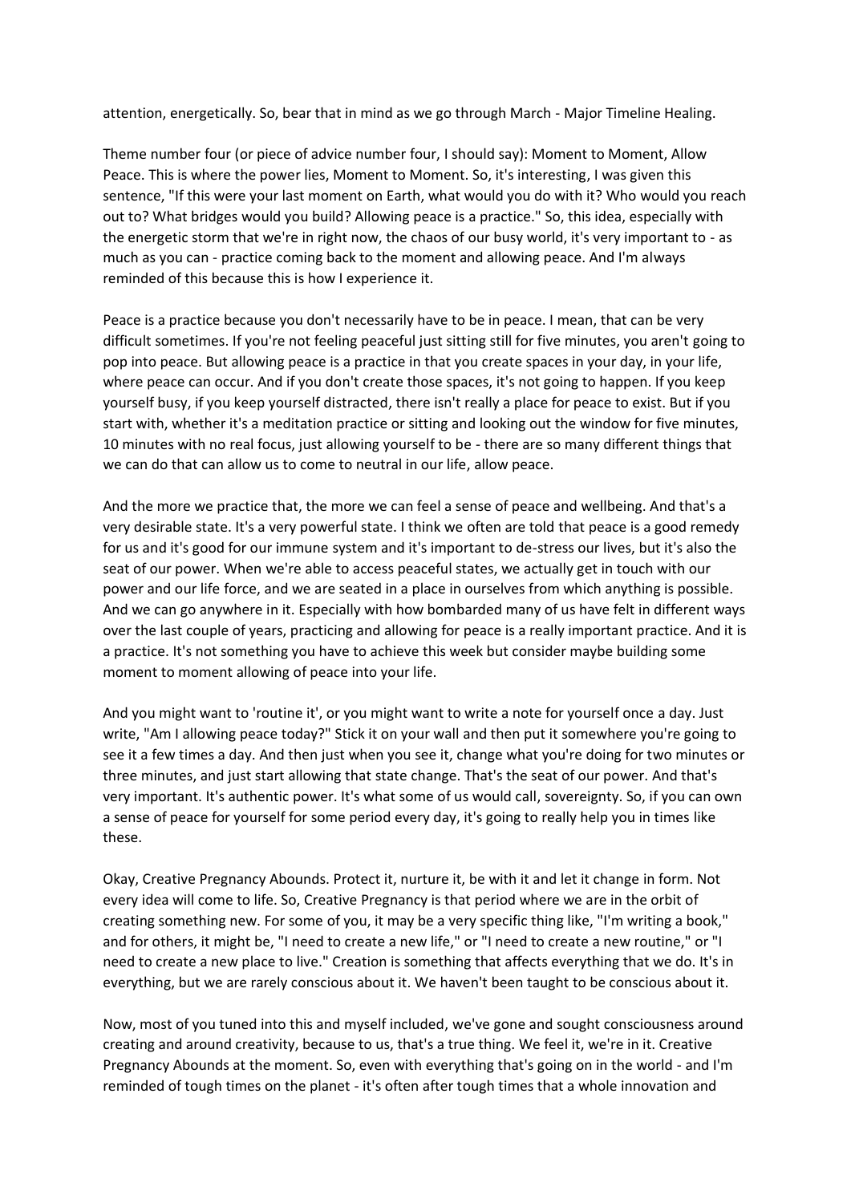attention, energetically. So, bear that in mind as we go through March - Major Timeline Healing.

Theme number four (or piece of advice number four, I should say): Moment to Moment, Allow Peace. This is where the power lies, Moment to Moment. So, it's interesting, I was given this sentence, "If this were your last moment on Earth, what would you do with it? Who would you reach out to? What bridges would you build? Allowing peace is a practice." So, this idea, especially with the energetic storm that we're in right now, the chaos of our busy world, it's very important to - as much as you can - practice coming back to the moment and allowing peace. And I'm always reminded of this because this is how I experience it.

Peace is a practice because you don't necessarily have to be in peace. I mean, that can be very difficult sometimes. If you're not feeling peaceful just sitting still for five minutes, you aren't going to pop into peace. But allowing peace is a practice in that you create spaces in your day, in your life, where peace can occur. And if you don't create those spaces, it's not going to happen. If you keep yourself busy, if you keep yourself distracted, there isn't really a place for peace to exist. But if you start with, whether it's a meditation practice or sitting and looking out the window for five minutes, 10 minutes with no real focus, just allowing yourself to be - there are so many different things that we can do that can allow us to come to neutral in our life, allow peace.

And the more we practice that, the more we can feel a sense of peace and wellbeing. And that's a very desirable state. It's a very powerful state. I think we often are told that peace is a good remedy for us and it's good for our immune system and it's important to de-stress our lives, but it's also the seat of our power. When we're able to access peaceful states, we actually get in touch with our power and our life force, and we are seated in a place in ourselves from which anything is possible. And we can go anywhere in it. Especially with how bombarded many of us have felt in different ways over the last couple of years, practicing and allowing for peace is a really important practice. And it is a practice. It's not something you have to achieve this week but consider maybe building some moment to moment allowing of peace into your life.

And you might want to 'routine it', or you might want to write a note for yourself once a day. Just write, "Am I allowing peace today?" Stick it on your wall and then put it somewhere you're going to see it a few times a day. And then just when you see it, change what you're doing for two minutes or three minutes, and just start allowing that state change. That's the seat of our power. And that's very important. It's authentic power. It's what some of us would call, sovereignty. So, if you can own a sense of peace for yourself for some period every day, it's going to really help you in times like these.

Okay, Creative Pregnancy Abounds. Protect it, nurture it, be with it and let it change in form. Not every idea will come to life. So, Creative Pregnancy is that period where we are in the orbit of creating something new. For some of you, it may be a very specific thing like, "I'm writing a book," and for others, it might be, "I need to create a new life," or "I need to create a new routine," or "I need to create a new place to live." Creation is something that affects everything that we do. It's in everything, but we are rarely conscious about it. We haven't been taught to be conscious about it.

Now, most of you tuned into this and myself included, we've gone and sought consciousness around creating and around creativity, because to us, that's a true thing. We feel it, we're in it. Creative Pregnancy Abounds at the moment. So, even with everything that's going on in the world - and I'm reminded of tough times on the planet - it's often after tough times that a whole innovation and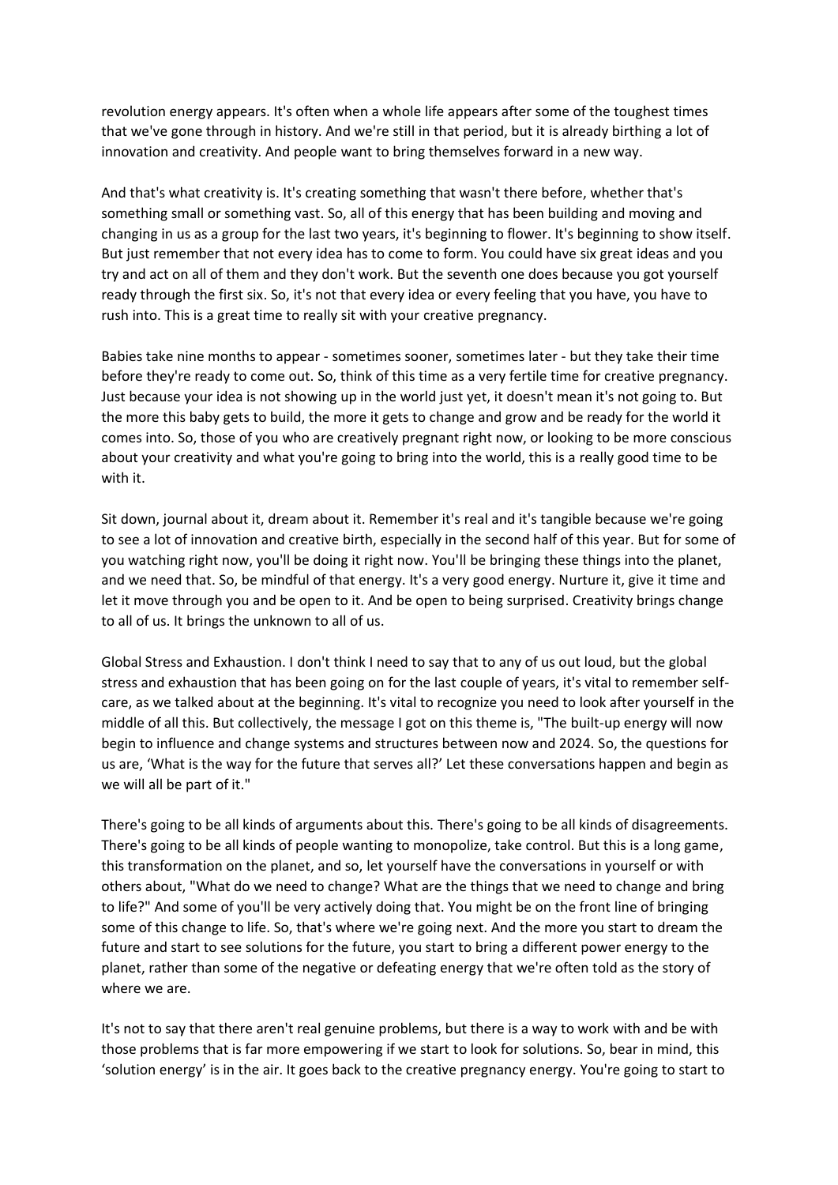revolution energy appears. It's often when a whole life appears after some of the toughest times that we've gone through in history. And we're still in that period, but it is already birthing a lot of innovation and creativity. And people want to bring themselves forward in a new way.

And that's what creativity is. It's creating something that wasn't there before, whether that's something small or something vast. So, all of this energy that has been building and moving and changing in us as a group for the last two years, it's beginning to flower. It's beginning to show itself. But just remember that not every idea has to come to form. You could have six great ideas and you try and act on all of them and they don't work. But the seventh one does because you got yourself ready through the first six. So, it's not that every idea or every feeling that you have, you have to rush into. This is a great time to really sit with your creative pregnancy.

Babies take nine months to appear - sometimes sooner, sometimes later - but they take their time before they're ready to come out. So, think of this time as a very fertile time for creative pregnancy. Just because your idea is not showing up in the world just yet, it doesn't mean it's not going to. But the more this baby gets to build, the more it gets to change and grow and be ready for the world it comes into. So, those of you who are creatively pregnant right now, or looking to be more conscious about your creativity and what you're going to bring into the world, this is a really good time to be with it.

Sit down, journal about it, dream about it. Remember it's real and it's tangible because we're going to see a lot of innovation and creative birth, especially in the second half of this year. But for some of you watching right now, you'll be doing it right now. You'll be bringing these things into the planet, and we need that. So, be mindful of that energy. It's a very good energy. Nurture it, give it time and let it move through you and be open to it. And be open to being surprised. Creativity brings change to all of us. It brings the unknown to all of us.

Global Stress and Exhaustion. I don't think I need to say that to any of us out loud, but the global stress and exhaustion that has been going on for the last couple of years, it's vital to remember self-care, as we talked about at the beginning. It's vital to recognize you need to look after yourself in the middle of all this. But collectively, the message I got on this theme is, "The built-up energy will now begin to influence and change systems and structures between now and 2024. So, the questions for us are, 'What is the way for the future that serves all?' Let these conversations happen and begin as we will all be part of it."

There's going to be all kinds of arguments about this. There's going to be all kinds of disagreements. There's going to be all kinds of people wanting to monopolize, take control. But this is a long game, this transformation on the planet, and so, let yourself have the conversations in yourself or with others about, "What do we need to change? What are the things that we need to change and bring to life?" And some of you'll be very actively doing that. You might be on the front line of bringing some of this change to life. So, that's where we're going next. And the more you start to dream the future and start to see solutions for the future, you start to bring a different power energy to the planet, rather than some of the negative or defeating energy that we're often told as the story of where we are.

It's not to say that there aren't real genuine problems, but there is a way to work with and be with those problems that is far more empowering if we start to look for solutions. So, bear in mind, this 'solution energy' is in the air. It goes back to the creative pregnancy energy. You're going to start to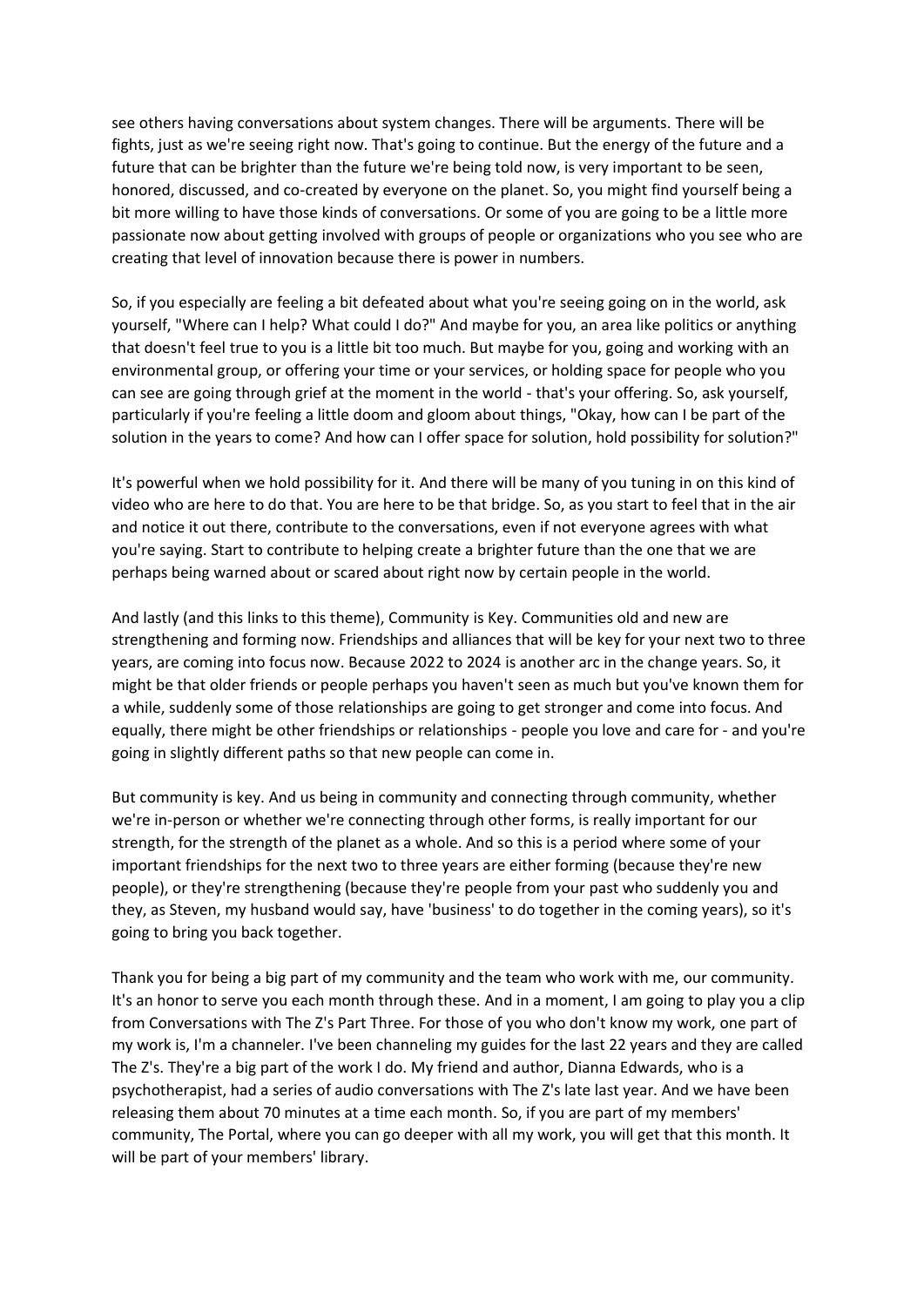see others having conversations about system changes. There will be arguments. There will be fights, just as we're seeing right now. That's going to continue. But the energy of the future and a future that can be brighter than the future we're being told now, is very important to be seen, honored, discussed, and co-created by everyone on the planet. So, you might find yourself being a bit more willing to have those kinds of conversations. Or some of you are going to be a little more passionate now about getting involved with groups of people or organizations who you see who are creating that level of innovation because there is power in numbers.

So, if you especially are feeling a bit defeated about what you're seeing going on in the world, ask yourself, "Where can I help? What could I do?" And maybe for you, an area like politics or anything that doesn't feel true to you is a little bit too much. But maybe for you, going and working with an environmental group, or offering your time or your services, or holding space for people who you can see are going through grief at the moment in the world - that's your offering. So, ask yourself, particularly if you're feeling a little doom and gloom about things, "Okay, how can I be part of the solution in the years to come? And how can I offer space for solution, hold possibility for solution?"

It's powerful when we hold possibility for it. And there will be many of you tuning in on this kind of video who are here to do that. You are here to be that bridge. So, as you start to feel that in the air and notice it out there, contribute to the conversations, even if not everyone agrees with what you're saying. Start to contribute to helping create a brighter future than the one that we are perhaps being warned about or scared about right now by certain people in the world.

And lastly (and this links to this theme), Community is Key. Communities old and new are strengthening and forming now. Friendships and alliances that will be key for your next two to three years, are coming into focus now. Because 2022 to 2024 is another arc in the change years. So, it might be that older friends or people perhaps you haven't seen as much but you've known them for a while, suddenly some of those relationships are going to get stronger and come into focus. And equally, there might be other friendships or relationships - people you love and care for - and you're going in slightly different paths so that new people can come in.

But community is key. And us being in community and connecting through community, whether we're in-person or whether we're connecting through other forms, is really important for our strength, for the strength of the planet as a whole. And so this is a period where some of your important friendships for the next two to three years are either forming (because they're new people), or they're strengthening (because they're people from your past who suddenly you and they, as Steven, my husband would say, have 'business' to do together in the coming years), so it's going to bring you back together.

Thank you for being a big part of my community and the team who work with me, our community. It's an honor to serve you each month through these. And in a moment, I am going to play you a clip from Conversations with The Z's Part Three. For those of you who don't know my work, one part of my work is, I'm a channeler. I've been channeling my guides for the last 22 years and they are called The Z's. They're a big part of the work I do. My friend and author, Dianna Edwards, who is a psychotherapist, had a series of audio conversations with The Z's late last year. And we have been releasing them about 70 minutes at a time each month. So, if you are part of my members' community, The Portal, where you can go deeper with all my work, you will get that this month. It will be part of your members' library.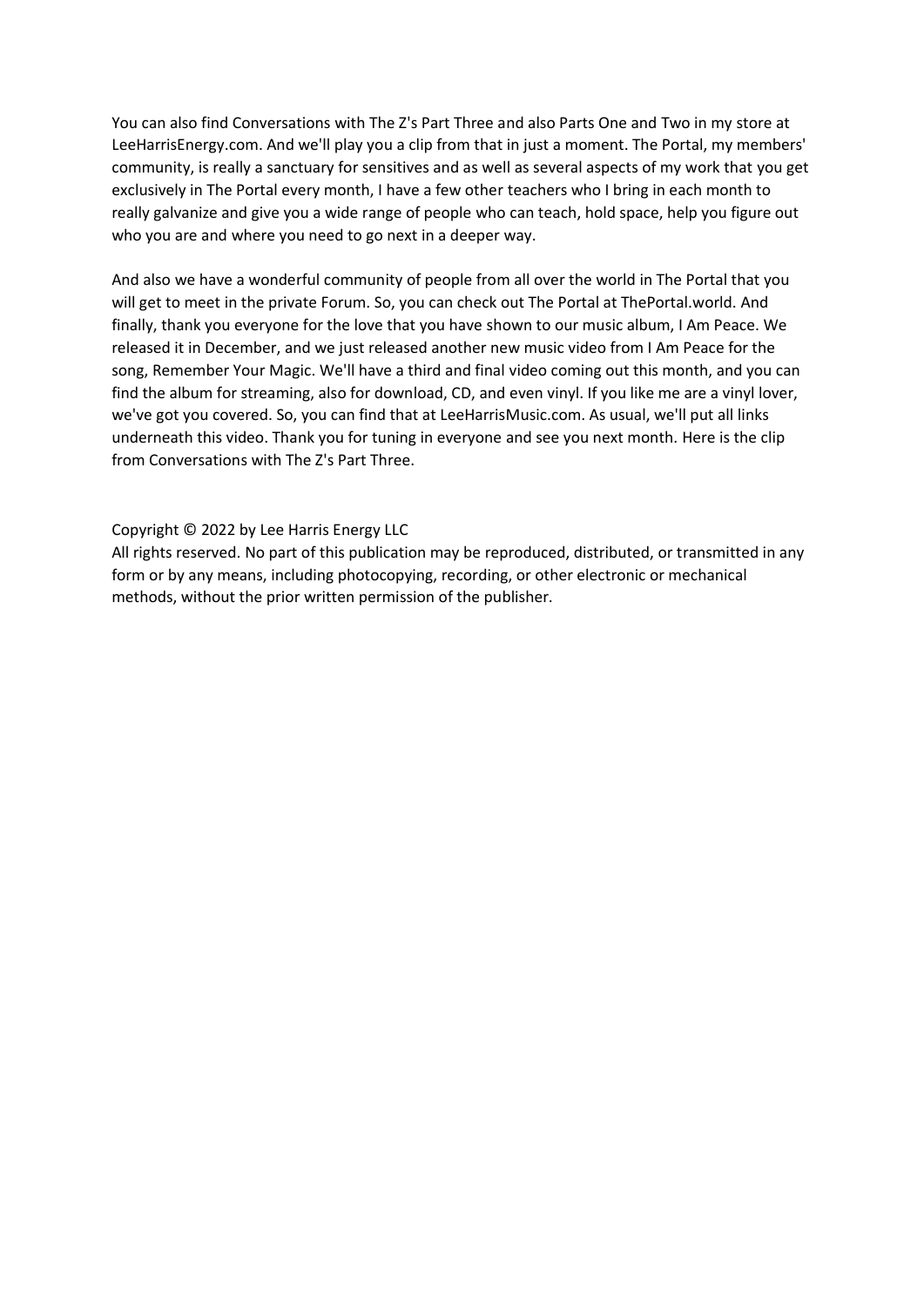You can also find Conversations with The Z's Part Three and also Parts One and Two in my store at LeeHarrisEnergy.com. And we'll play you a clip from that in just a moment. The Portal, my members' community, is really a sanctuary for sensitives and as well as several aspects of my work that you get exclusively in The Portal every month, I have a few other teachers who I bring in each month to really galvanize and give you a wide range of people who can teach, hold space, help you figure out who you are and where you need to go next in a deeper way.

And also we have a wonderful community of people from all over the world in The Portal that you will get to meet in the private Forum. So, you can check out The Portal at ThePortal.world. And finally, thank you everyone for the love that you have shown to our music album, I Am Peace. We released it in December, and we just released another new music video from I Am Peace for the song, Remember Your Magic. We'll have a third and final video coming out this month, and you can find the album for streaming, also for download, CD, and even vinyl. If you like me are a vinyl lover, we've got you covered. So, you can find that at LeeHarrisMusic.com. As usual, we'll put all links underneath this video. Thank you for tuning in everyone and see you next month. Here is the clip from Conversations with The Z's Part Three.

Copyright © 2022 by Lee Harris Energy LLC
All rights reserved. No part of this publication may be reproduced, distributed, or transmitted in any form or by any means, including photocopying, recording, or other electronic or mechanical methods, without the prior written permission of the publisher.